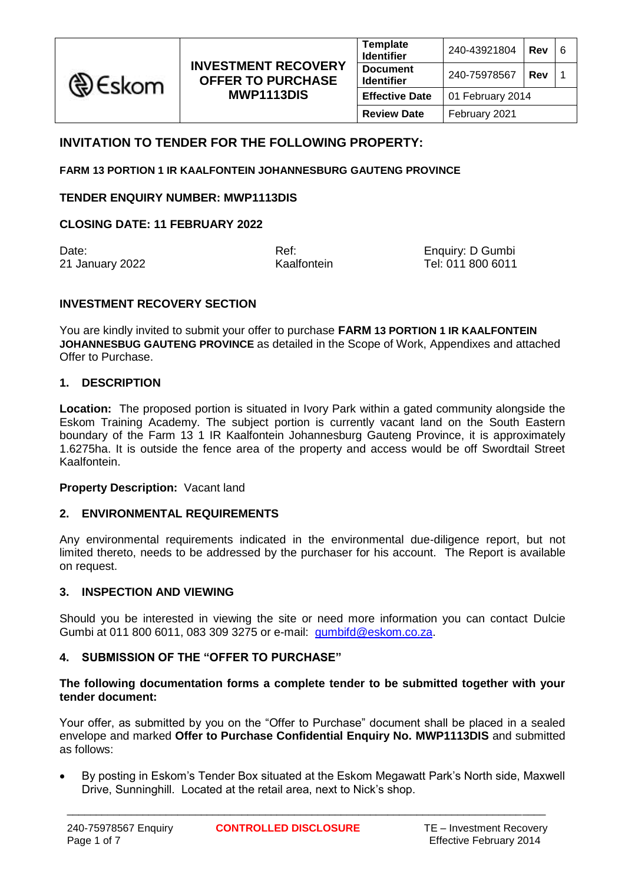| Eskom | INVESTMENT RECOVERY OFFER TO PURCHASE MWP1113DIS | Template Identifier | 240-43921804 | Rev | 6 |
|---|---|---|---|---|---|
| | | Document Identifier | 240-75978567 | Rev | 1 |
| | | Effective Date | 01 February 2014 | | |
| | | Review Date | February 2021 | | |

## INVITATION TO TENDER FOR THE FOLLOWING PROPERTY:

**FARM 13 PORTION 1 IR KAALFONTEIN JOHANNESBURG GAUTENG PROVINCE**

**TENDER ENQUIRY NUMBER: MWP1113DIS**

**CLOSING DATE: 11 FEBRUARY 2022**

| Date: | Ref: | Enquiry: D Gumbi |
|---|---|---|
| 21 January 2022 | Kaalfontein | Tel: 011 800 6011 |

**INVESTMENT RECOVERY SECTION**

You are kindly invited to submit your offer to purchase **FARM 13 PORTION 1 IR KAALFONTEIN JOHANNESBUG GAUTENG PROVINCE** as detailed in the Scope of Work, Appendixes and attached Offer to Purchase.

### 1. DESCRIPTION

**Location:** The proposed portion is situated in Ivory Park within a gated community alongside the Eskom Training Academy. The subject portion is currently vacant land on the South Eastern boundary of the Farm 13 1 IR Kaalfontein Johannesburg Gauteng Province, it is approximately 1.6275ha. It is outside the fence area of the property and access would be off Swordtail Street Kaalfontein.

**Property Description:** Vacant land

### 2. ENVIRONMENTAL REQUIREMENTS

Any environmental requirements indicated in the environmental due-diligence report, but not limited thereto, needs to be addressed by the purchaser for his account. The Report is available on request.

### 3. INSPECTION AND VIEWING

Should you be interested in viewing the site or need more information you can contact Dulcie Gumbi at 011 800 6011, 083 309 3275 or e-mail: gumbifd@eskom.co.za.

### 4. SUBMISSION OF THE "OFFER TO PURCHASE"

**The following documentation forms a complete tender to be submitted together with your tender document:**

Your offer, as submitted by you on the "Offer to Purchase" document shall be placed in a sealed envelope and marked **Offer to Purchase Confidential Enquiry No. MWP1113DIS** and submitted as follows:

- By posting in Eskom's Tender Box situated at the Eskom Megawatt Park's North side, Maxwell Drive, Sunninghill. Located at the retail area, next to Nick's shop.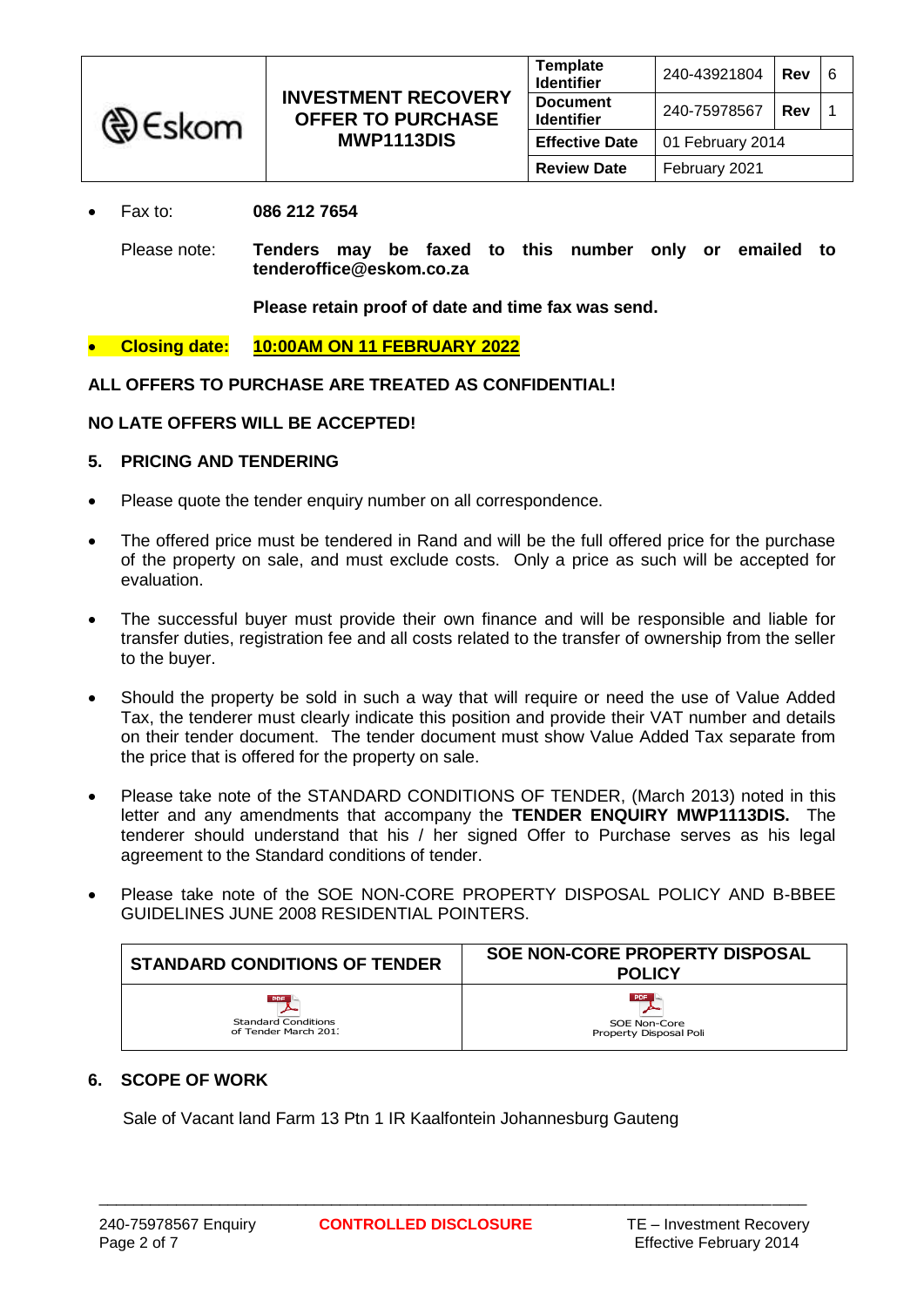- Fax to: **086 212 7654**

  Please note: **Tenders may be faxed to this number only or emailed to tenderoffice@eskom.co.za**

  **Please retain proof of date and time fax was send.**

- **Closing date:** **10:00AM ON 11 FEBRUARY 2022**

**ALL OFFERS TO PURCHASE ARE TREATED AS CONFIDENTIAL!**

**NO LATE OFFERS WILL BE ACCEPTED!**

## 5. PRICING AND TENDERING

- Please quote the tender enquiry number on all correspondence.
- The offered price must be tendered in Rand and will be the full offered price for the purchase of the property on sale, and must exclude costs. Only a price as such will be accepted for evaluation.
- The successful buyer must provide their own finance and will be responsible and liable for transfer duties, registration fee and all costs related to the transfer of ownership from the seller to the buyer.
- Should the property be sold in such a way that will require or need the use of Value Added Tax, the tenderer must clearly indicate this position and provide their VAT number and details on their tender document. The tender document must show Value Added Tax separate from the price that is offered for the property on sale.
- Please take note of the STANDARD CONDITIONS OF TENDER, (March 2013) noted in this letter and any amendments that accompany the **TENDER ENQUIRY MWP1113DIS.** The tenderer should understand that his / her signed Offer to Purchase serves as his legal agreement to the Standard conditions of tender.
- Please take note of the SOE NON-CORE PROPERTY DISPOSAL POLICY AND B-BBEE GUIDELINES JUNE 2008 RESIDENTIAL POINTERS.

| STANDARD CONDITIONS OF TENDER | SOE NON-CORE PROPERTY DISPOSAL POLICY |
|---|---|
| Standard Conditions of Tender March 201: | SOE Non-Core Property Disposal Poli |

## 6. SCOPE OF WORK

Sale of Vacant land Farm 13 Ptn 1 IR Kaalfontein Johannesburg Gauteng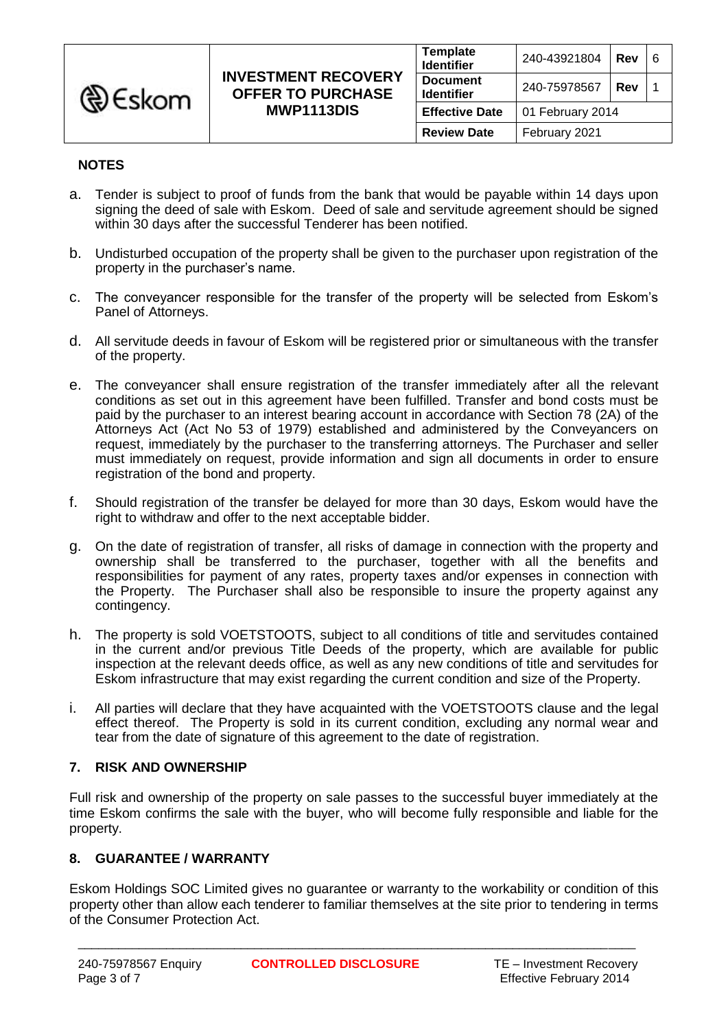## NOTES

a. Tender is subject to proof of funds from the bank that would be payable within 14 days upon signing the deed of sale with Eskom. Deed of sale and servitude agreement should be signed within 30 days after the successful Tenderer has been notified.

b. Undisturbed occupation of the property shall be given to the purchaser upon registration of the property in the purchaser's name.

c. The conveyancer responsible for the transfer of the property will be selected from Eskom's Panel of Attorneys.

d. All servitude deeds in favour of Eskom will be registered prior or simultaneous with the transfer of the property.

e. The conveyancer shall ensure registration of the transfer immediately after all the relevant conditions as set out in this agreement have been fulfilled. Transfer and bond costs must be paid by the purchaser to an interest bearing account in accordance with Section 78 (2A) of the Attorneys Act (Act No 53 of 1979) established and administered by the Conveyancers on request, immediately by the purchaser to the transferring attorneys. The Purchaser and seller must immediately on request, provide information and sign all documents in order to ensure registration of the bond and property.

f. Should registration of the transfer be delayed for more than 30 days, Eskom would have the right to withdraw and offer to the next acceptable bidder.

g. On the date of registration of transfer, all risks of damage in connection with the property and ownership shall be transferred to the purchaser, together with all the benefits and responsibilities for payment of any rates, property taxes and/or expenses in connection with the Property. The Purchaser shall also be responsible to insure the property against any contingency.

h. The property is sold VOETSTOOTS, subject to all conditions of title and servitudes contained in the current and/or previous Title Deeds of the property, which are available for public inspection at the relevant deeds office, as well as any new conditions of title and servitudes for Eskom infrastructure that may exist regarding the current condition and size of the Property.

i. All parties will declare that they have acquainted with the VOETSTOOTS clause and the legal effect thereof. The Property is sold in its current condition, excluding any normal wear and tear from the date of signature of this agreement to the date of registration.

## 7. RISK AND OWNERSHIP

Full risk and ownership of the property on sale passes to the successful buyer immediately at the time Eskom confirms the sale with the buyer, who will become fully responsible and liable for the property.

## 8. GUARANTEE / WARRANTY

Eskom Holdings SOC Limited gives no guarantee or warranty to the workability or condition of this property other than allow each tenderer to familiar themselves at the site prior to tendering in terms of the Consumer Protection Act.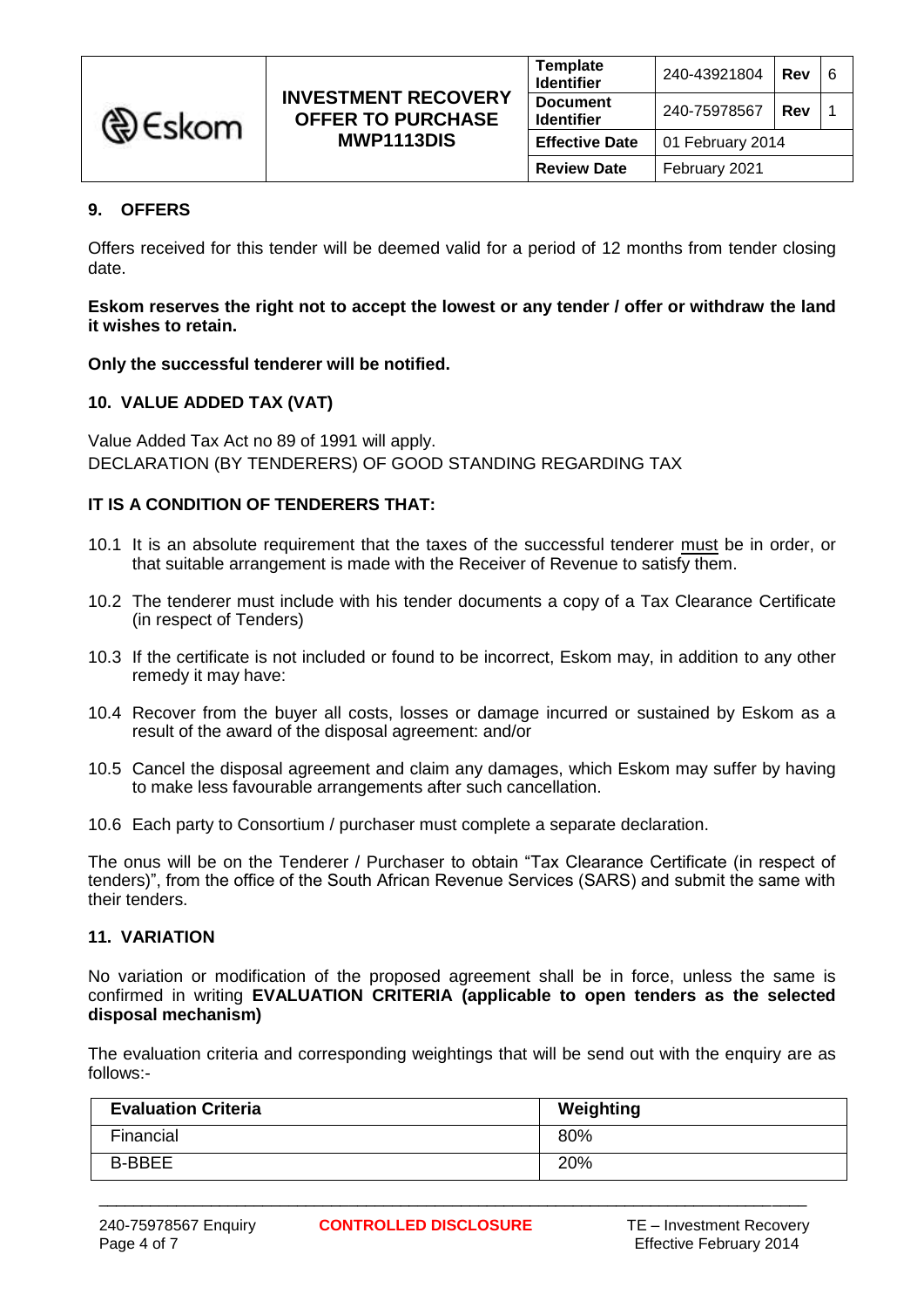## 9. OFFERS

Offers received for this tender will be deemed valid for a period of 12 months from tender closing date.

**Eskom reserves the right not to accept the lowest or any tender / offer or withdraw the land it wishes to retain.**

**Only the successful tenderer will be notified.**

## 10. VALUE ADDED TAX (VAT)

Value Added Tax Act no 89 of 1991 will apply.
DECLARATION (BY TENDERERS) OF GOOD STANDING REGARDING TAX

**IT IS A CONDITION OF TENDERERS THAT:**

10.1 It is an absolute requirement that the taxes of the successful tenderer must be in order, or that suitable arrangement is made with the Receiver of Revenue to satisfy them.

10.2 The tenderer must include with his tender documents a copy of a Tax Clearance Certificate (in respect of Tenders)

10.3 If the certificate is not included or found to be incorrect, Eskom may, in addition to any other remedy it may have:

10.4 Recover from the buyer all costs, losses or damage incurred or sustained by Eskom as a result of the award of the disposal agreement: and/or

10.5 Cancel the disposal agreement and claim any damages, which Eskom may suffer by having to make less favourable arrangements after such cancellation.

10.6 Each party to Consortium / purchaser must complete a separate declaration.

The onus will be on the Tenderer / Purchaser to obtain "Tax Clearance Certificate (in respect of tenders)", from the office of the South African Revenue Services (SARS) and submit the same with their tenders.

## 11. VARIATION

No variation or modification of the proposed agreement shall be in force, unless the same is confirmed in writing **EVALUATION CRITERIA (applicable to open tenders as the selected disposal mechanism)**

The evaluation criteria and corresponding weightings that will be send out with the enquiry are as follows:-

| Evaluation Criteria | Weighting |
| --- | --- |
| Financial | 80% |
| B-BBEE | 20% |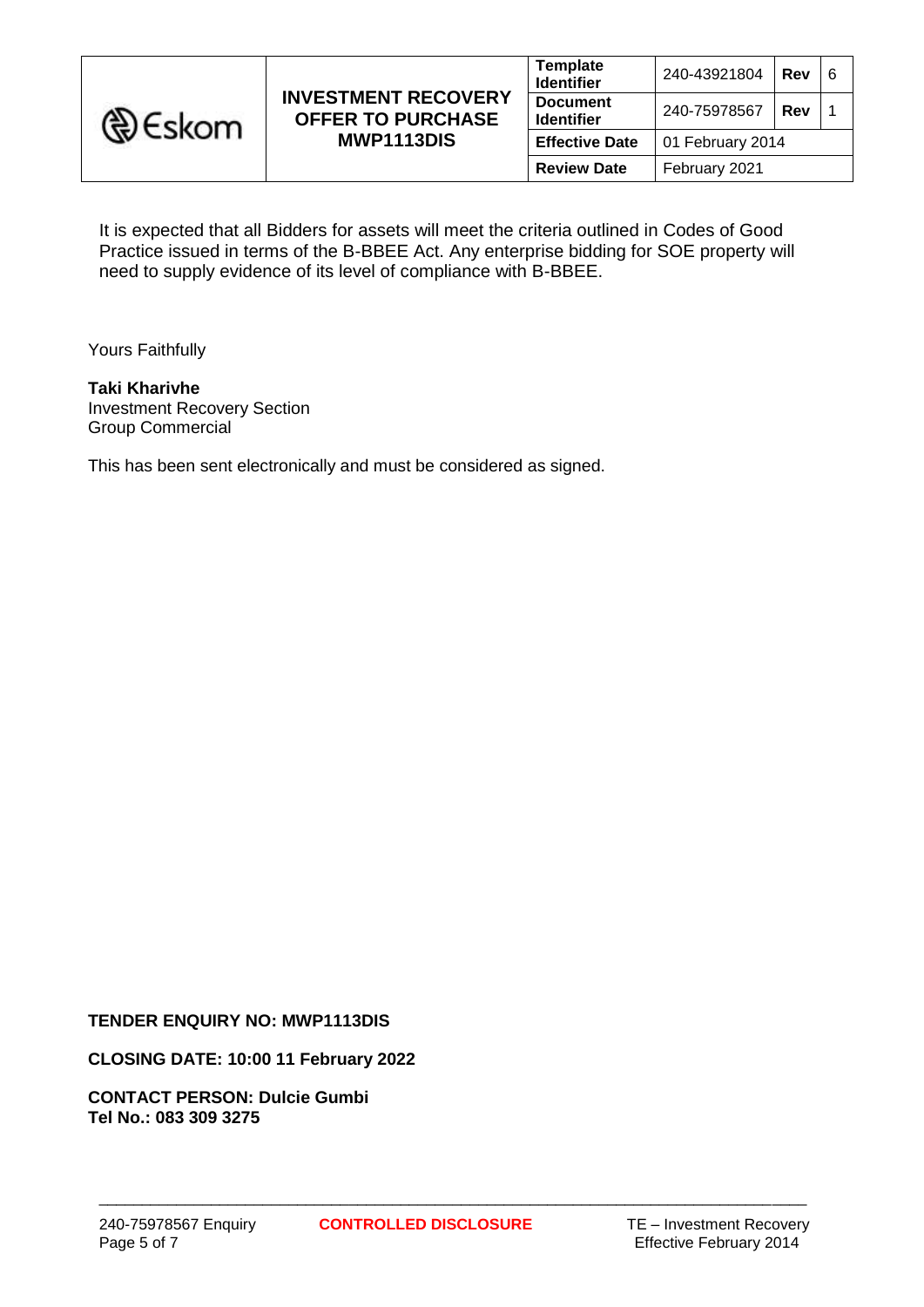It is expected that all Bidders for assets will meet the criteria outlined in Codes of Good Practice issued in terms of the B-BBEE Act. Any enterprise bidding for SOE property will need to supply evidence of its level of compliance with B-BBEE.

Yours Faithfully

**Taki Kharivhe**
Investment Recovery Section
Group Commercial

This has been sent electronically and must be considered as signed.

**TENDER ENQUIRY NO: MWP1113DIS**

**CLOSING DATE: 10:00 11 February 2022**

**CONTACT PERSON: Dulcie Gumbi**
**Tel No.: 083 309 3275**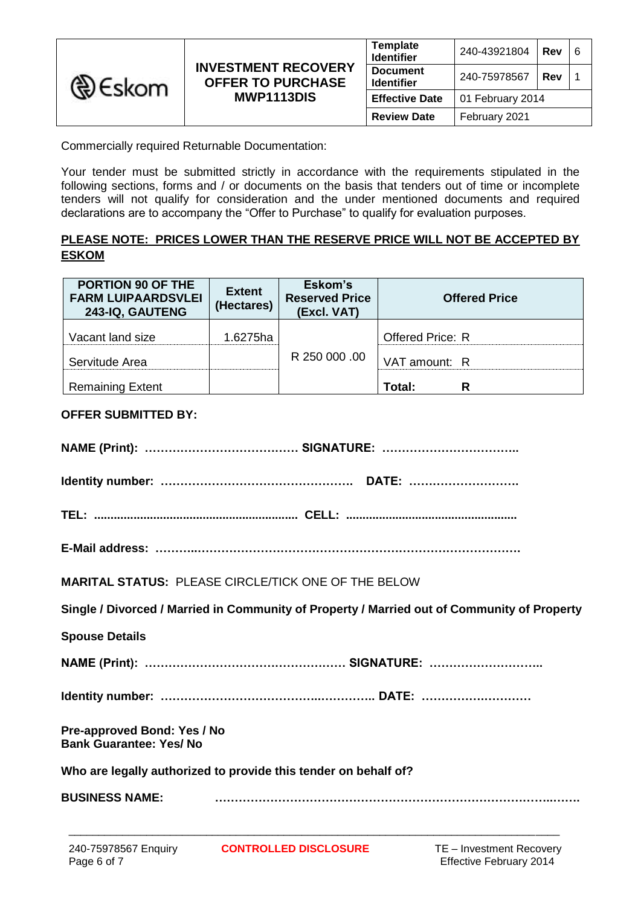| Eskom | INVESTMENT RECOVERY OFFER TO PURCHASE MWP1113DIS | Template Identifier | 240-43921804 | Rev | 6 |
|---|---|---|---|---|---|
| | | Document Identifier | 240-75978567 | Rev | 1 |
| | | Effective Date | 01 February 2014 | | |
| | | Review Date | February 2021 | | |

Commercially required Returnable Documentation:

Your tender must be submitted strictly in accordance with the requirements stipulated in the following sections, forms and / or documents on the basis that tenders out of time or incomplete tenders will not qualify for consideration and the under mentioned documents and required declarations are to accompany the "Offer to Purchase" to qualify for evaluation purposes.

**PLEASE NOTE: PRICES LOWER THAN THE RESERVE PRICE WILL NOT BE ACCEPTED BY ESKOM**

| PORTION 90 OF THE FARM LUIPAARDSVLEI 243-IQ, GAUTENG | Extent (Hectares) | Eskom's Reserved Price (Excl. VAT) | Offered Price |
|---|---|---|---|
| Vacant land size | 1.6275ha | R 250 000 .00 | Offered Price: R |
| Servitude Area | | | VAT amount: R |
| Remaining Extent | | | **Total: R** |

**OFFER SUBMITTED BY:**

**NAME (Print): ………………………………… SIGNATURE: ……………………………..**

**Identity number: …………………………………………. DATE: ……………………….**

**TEL: ............................................................ CELL: ..................................................**

**E-Mail address: ………..……………………………………………………………………….**

**MARITAL STATUS:** PLEASE CIRCLE/TICK ONE OF THE BELOW

**Single / Divorced / Married in Community of Property / Married out of Community of Property**

**Spouse Details**

**NAME (Print): …………………………………………… SIGNATURE: ………………………..**

**Identity number: ……………………………….…………….. DATE: ……………….………**

**Pre-approved Bond: Yes / No**
**Bank Guarantee: Yes/ No**

**Who are legally authorized to provide this tender on behalf of?**

**BUSINESS NAME: ……………………………………………………………………….…….**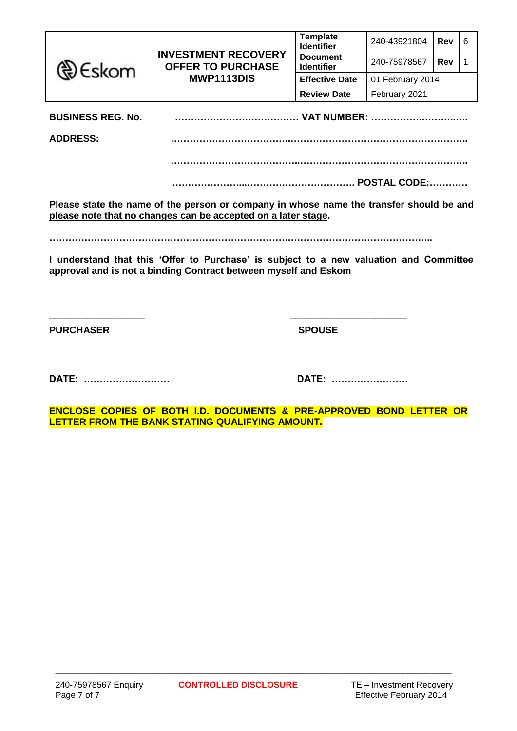**BUSINESS REG. No.** …………………………………. **VAT NUMBER:** …………….………..….

**ADDRESS:** ……………………………..………………………….……………………..

…………………………………..……………………………………………………..

…………………...……………………………. **POSTAL CODE:**…………

**Please state the name of the person or company in whose name the transfer should be and please note that no changes can be accepted on a later stage.**

……………………………………………………………………….……………………………...

**I understand that this 'Offer to Purchase' is subject to a new valuation and Committee approval and is not a binding Contract between myself and Eskom**

\_\_\_\_\_\_\_\_\_\_\_\_\_\_\_\_\_\_ \_\_\_\_\_\_\_\_\_\_\_\_\_\_\_\_\_\_\_\_\_\_

**PURCHASER** **SPOUSE**

**DATE:** ……………………… **DATE:** ……………………

**ENCLOSE COPIES OF BOTH I.D. DOCUMENTS & PRE-APPROVED BOND LETTER OR LETTER FROM THE BANK STATING QUALIFYING AMOUNT.**